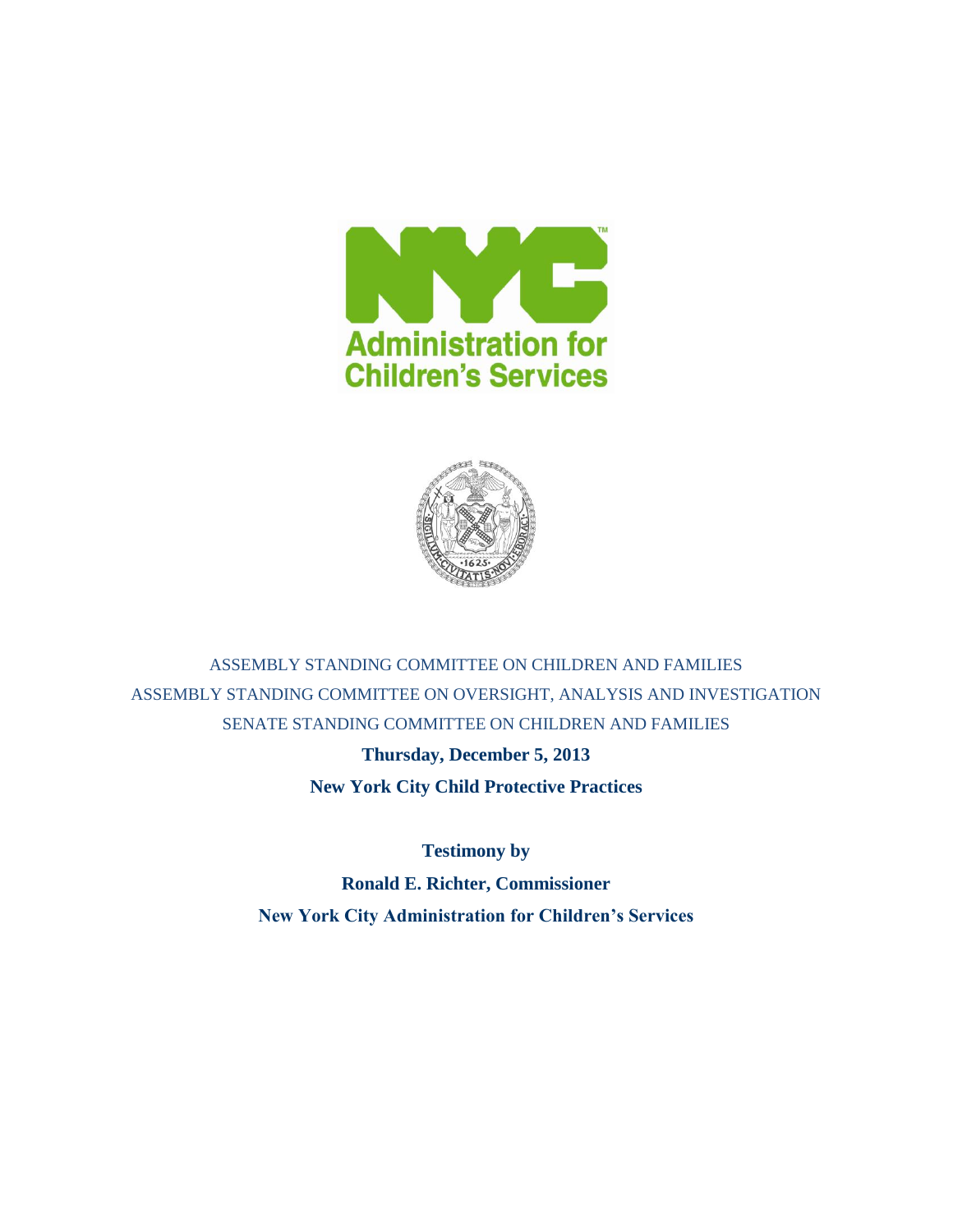NYC Administration for Children's Services

ASSEMBLY STANDING COMMITTEE ON CHILDREN AND FAMILIES

ASSEMBLY STANDING COMMITTEE ON OVERSIGHT, ANALYSIS AND INVESTIGATION

SENATE STANDING COMMITTEE ON CHILDREN AND FAMILIES

**Thursday, December 5, 2013**

**New York City Child Protective Practices**

**Testimony by**

**Ronald E. Richter, Commissioner**

**New York City Administration for Children's Services**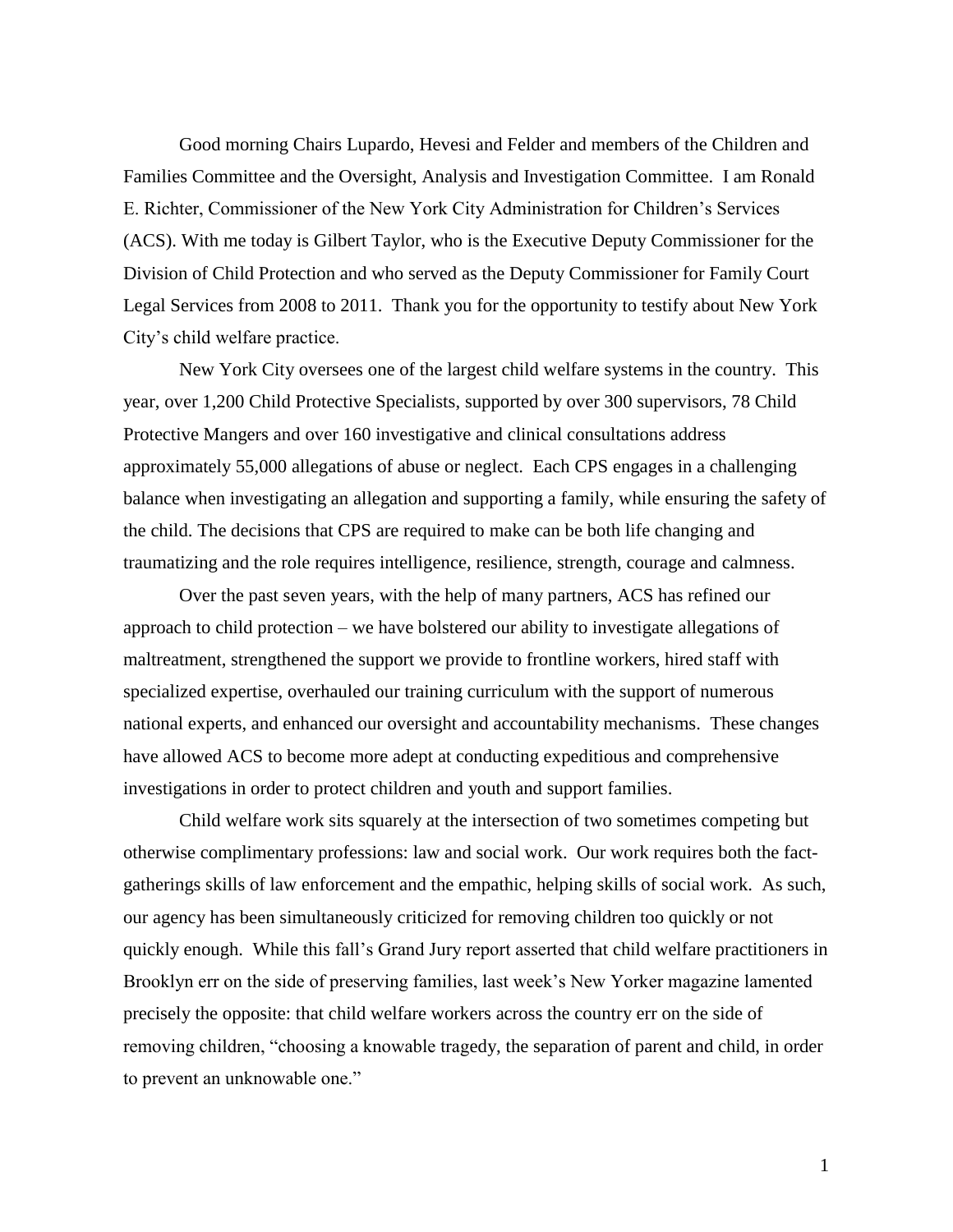Good morning Chairs Lupardo, Hevesi and Felder and members of the Children and Families Committee and the Oversight, Analysis and Investigation Committee. I am Ronald E. Richter, Commissioner of the New York City Administration for Children's Services (ACS). With me today is Gilbert Taylor, who is the Executive Deputy Commissioner for the Division of Child Protection and who served as the Deputy Commissioner for Family Court Legal Services from 2008 to 2011. Thank you for the opportunity to testify about New York City's child welfare practice.

New York City oversees one of the largest child welfare systems in the country. This year, over 1,200 Child Protective Specialists, supported by over 300 supervisors, 78 Child Protective Mangers and over 160 investigative and clinical consultations address approximately 55,000 allegations of abuse or neglect. Each CPS engages in a challenging balance when investigating an allegation and supporting a family, while ensuring the safety of the child. The decisions that CPS are required to make can be both life changing and traumatizing and the role requires intelligence, resilience, strength, courage and calmness.

Over the past seven years, with the help of many partners, ACS has refined our approach to child protection – we have bolstered our ability to investigate allegations of maltreatment, strengthened the support we provide to frontline workers, hired staff with specialized expertise, overhauled our training curriculum with the support of numerous national experts, and enhanced our oversight and accountability mechanisms. These changes have allowed ACS to become more adept at conducting expeditious and comprehensive investigations in order to protect children and youth and support families.

Child welfare work sits squarely at the intersection of two sometimes competing but otherwise complimentary professions: law and social work. Our work requires both the fact-gatherings skills of law enforcement and the empathic, helping skills of social work. As such, our agency has been simultaneously criticized for removing children too quickly or not quickly enough. While this fall's Grand Jury report asserted that child welfare practitioners in Brooklyn err on the side of preserving families, last week's New Yorker magazine lamented precisely the opposite: that child welfare workers across the country err on the side of removing children, "choosing a knowable tragedy, the separation of parent and child, in order to prevent an unknowable one."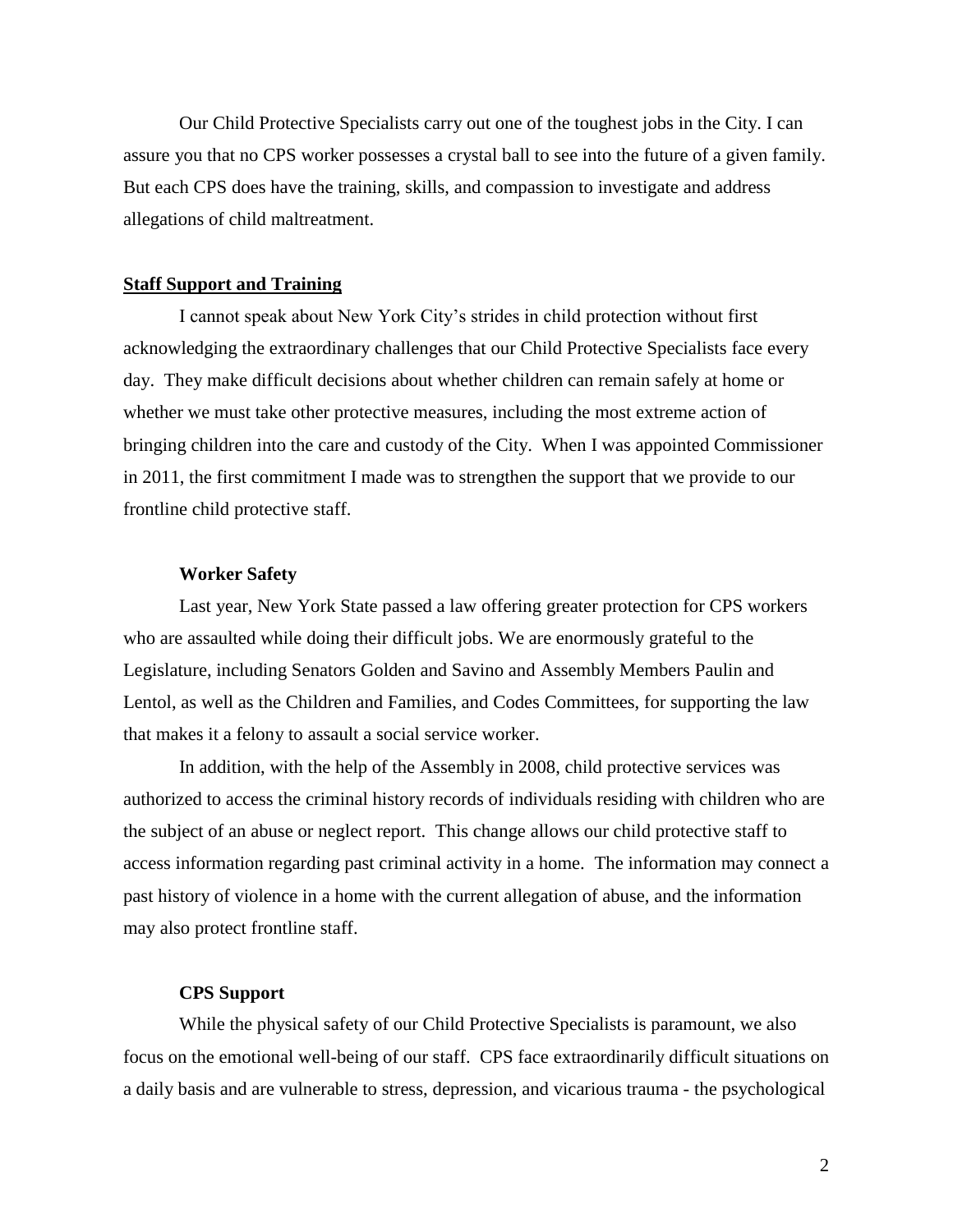Our Child Protective Specialists carry out one of the toughest jobs in the City. I can assure you that no CPS worker possesses a crystal ball to see into the future of a given family. But each CPS does have the training, skills, and compassion to investigate and address allegations of child maltreatment.

## Staff Support and Training

I cannot speak about New York City's strides in child protection without first acknowledging the extraordinary challenges that our Child Protective Specialists face every day. They make difficult decisions about whether children can remain safely at home or whether we must take other protective measures, including the most extreme action of bringing children into the care and custody of the City. When I was appointed Commissioner in 2011, the first commitment I made was to strengthen the support that we provide to our frontline child protective staff.

### Worker Safety

Last year, New York State passed a law offering greater protection for CPS workers who are assaulted while doing their difficult jobs. We are enormously grateful to the Legislature, including Senators Golden and Savino and Assembly Members Paulin and Lentol, as well as the Children and Families, and Codes Committees, for supporting the law that makes it a felony to assault a social service worker.

In addition, with the help of the Assembly in 2008, child protective services was authorized to access the criminal history records of individuals residing with children who are the subject of an abuse or neglect report. This change allows our child protective staff to access information regarding past criminal activity in a home. The information may connect a past history of violence in a home with the current allegation of abuse, and the information may also protect frontline staff.

### CPS Support

While the physical safety of our Child Protective Specialists is paramount, we also focus on the emotional well-being of our staff. CPS face extraordinarily difficult situations on a daily basis and are vulnerable to stress, depression, and vicarious trauma - the psychological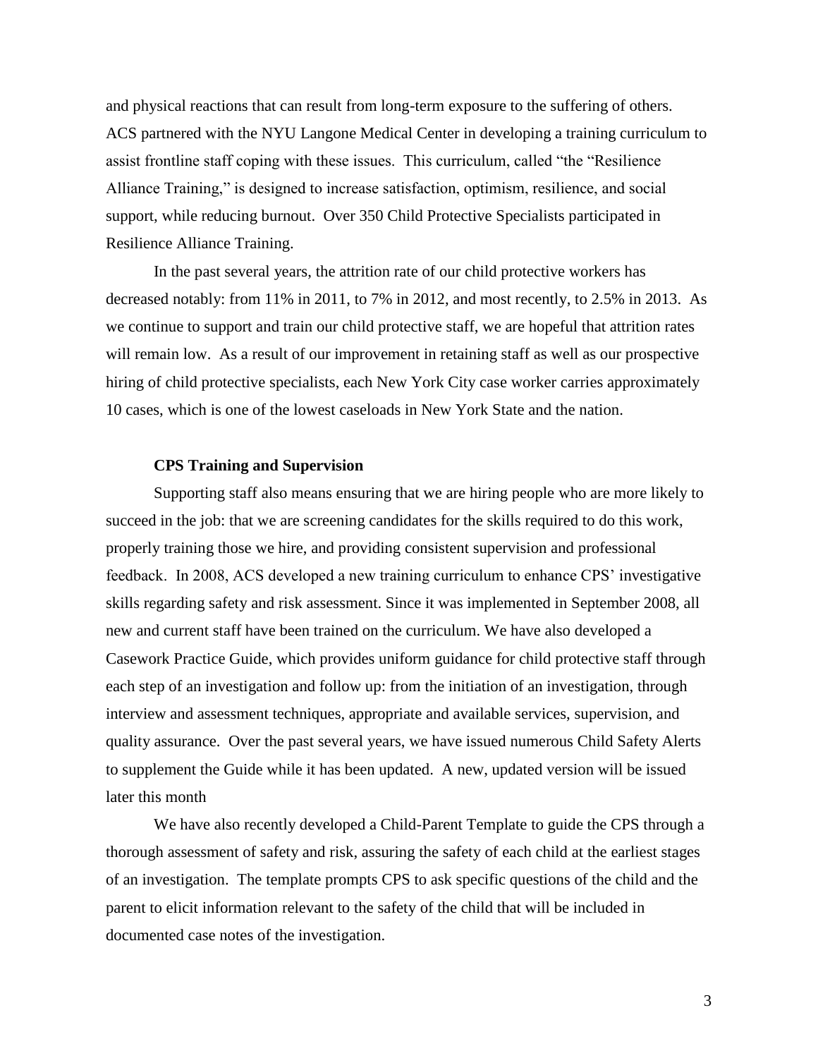and physical reactions that can result from long-term exposure to the suffering of others. ACS partnered with the NYU Langone Medical Center in developing a training curriculum to assist frontline staff coping with these issues. This curriculum, called "the "Resilience Alliance Training," is designed to increase satisfaction, optimism, resilience, and social support, while reducing burnout. Over 350 Child Protective Specialists participated in Resilience Alliance Training.

In the past several years, the attrition rate of our child protective workers has decreased notably: from 11% in 2011, to 7% in 2012, and most recently, to 2.5% in 2013. As we continue to support and train our child protective staff, we are hopeful that attrition rates will remain low. As a result of our improvement in retaining staff as well as our prospective hiring of child protective specialists, each New York City case worker carries approximately 10 cases, which is one of the lowest caseloads in New York State and the nation.

**CPS Training and Supervision**

Supporting staff also means ensuring that we are hiring people who are more likely to succeed in the job: that we are screening candidates for the skills required to do this work, properly training those we hire, and providing consistent supervision and professional feedback. In 2008, ACS developed a new training curriculum to enhance CPS' investigative skills regarding safety and risk assessment. Since it was implemented in September 2008, all new and current staff have been trained on the curriculum. We have also developed a Casework Practice Guide, which provides uniform guidance for child protective staff through each step of an investigation and follow up: from the initiation of an investigation, through interview and assessment techniques, appropriate and available services, supervision, and quality assurance. Over the past several years, we have issued numerous Child Safety Alerts to supplement the Guide while it has been updated. A new, updated version will be issued later this month

We have also recently developed a Child-Parent Template to guide the CPS through a thorough assessment of safety and risk, assuring the safety of each child at the earliest stages of an investigation. The template prompts CPS to ask specific questions of the child and the parent to elicit information relevant to the safety of the child that will be included in documented case notes of the investigation.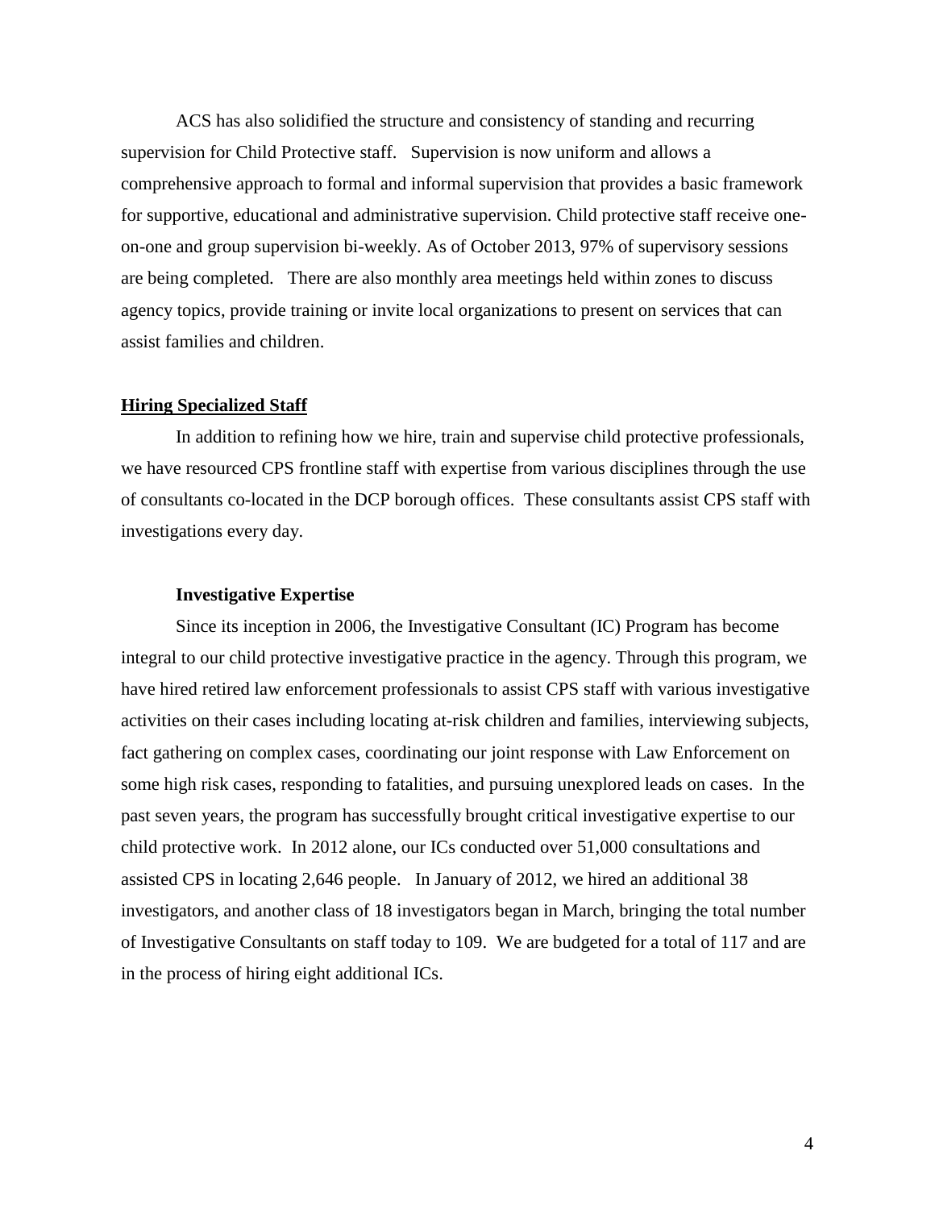ACS has also solidified the structure and consistency of standing and recurring supervision for Child Protective staff. Supervision is now uniform and allows a comprehensive approach to formal and informal supervision that provides a basic framework for supportive, educational and administrative supervision. Child protective staff receive one-on-one and group supervision bi-weekly. As of October 2013, 97% of supervisory sessions are being completed. There are also monthly area meetings held within zones to discuss agency topics, provide training or invite local organizations to present on services that can assist families and children.

## Hiring Specialized Staff

In addition to refining how we hire, train and supervise child protective professionals, we have resourced CPS frontline staff with expertise from various disciplines through the use of consultants co-located in the DCP borough offices. These consultants assist CPS staff with investigations every day.

### Investigative Expertise

Since its inception in 2006, the Investigative Consultant (IC) Program has become integral to our child protective investigative practice in the agency. Through this program, we have hired retired law enforcement professionals to assist CPS staff with various investigative activities on their cases including locating at-risk children and families, interviewing subjects, fact gathering on complex cases, coordinating our joint response with Law Enforcement on some high risk cases, responding to fatalities, and pursuing unexplored leads on cases. In the past seven years, the program has successfully brought critical investigative expertise to our child protective work. In 2012 alone, our ICs conducted over 51,000 consultations and assisted CPS in locating 2,646 people. In January of 2012, we hired an additional 38 investigators, and another class of 18 investigators began in March, bringing the total number of Investigative Consultants on staff today to 109. We are budgeted for a total of 117 and are in the process of hiring eight additional ICs.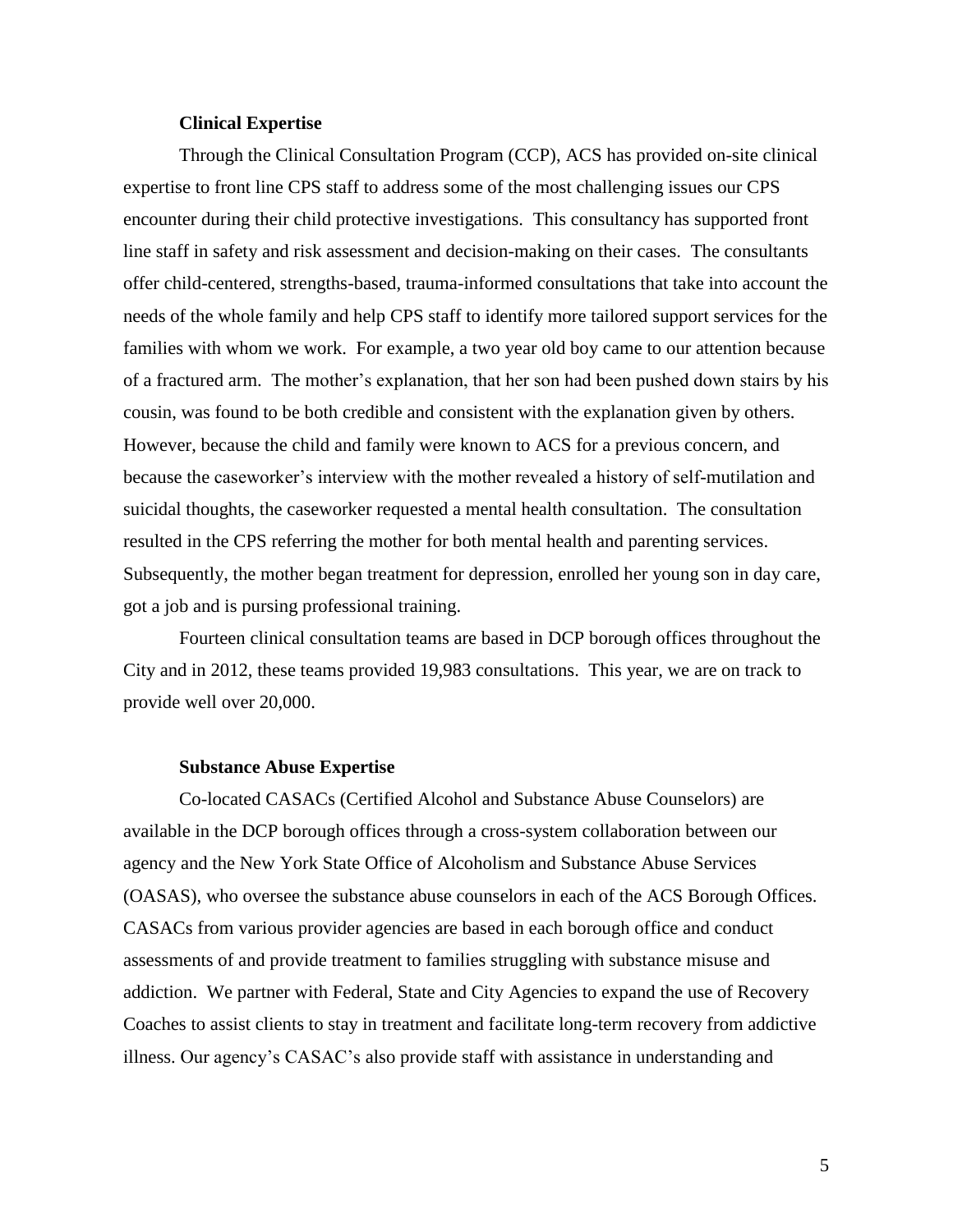**Clinical Expertise**

Through the Clinical Consultation Program (CCP), ACS has provided on-site clinical expertise to front line CPS staff to address some of the most challenging issues our CPS encounter during their child protective investigations. This consultancy has supported front line staff in safety and risk assessment and decision-making on their cases. The consultants offer child-centered, strengths-based, trauma-informed consultations that take into account the needs of the whole family and help CPS staff to identify more tailored support services for the families with whom we work. For example, a two year old boy came to our attention because of a fractured arm. The mother's explanation, that her son had been pushed down stairs by his cousin, was found to be both credible and consistent with the explanation given by others. However, because the child and family were known to ACS for a previous concern, and because the caseworker's interview with the mother revealed a history of self-mutilation and suicidal thoughts, the caseworker requested a mental health consultation. The consultation resulted in the CPS referring the mother for both mental health and parenting services. Subsequently, the mother began treatment for depression, enrolled her young son in day care, got a job and is pursing professional training.

Fourteen clinical consultation teams are based in DCP borough offices throughout the City and in 2012, these teams provided 19,983 consultations. This year, we are on track to provide well over 20,000.

**Substance Abuse Expertise**

Co-located CASACs (Certified Alcohol and Substance Abuse Counselors) are available in the DCP borough offices through a cross-system collaboration between our agency and the New York State Office of Alcoholism and Substance Abuse Services (OASAS), who oversee the substance abuse counselors in each of the ACS Borough Offices. CASACs from various provider agencies are based in each borough office and conduct assessments of and provide treatment to families struggling with substance misuse and addiction. We partner with Federal, State and City Agencies to expand the use of Recovery Coaches to assist clients to stay in treatment and facilitate long-term recovery from addictive illness. Our agency's CASAC's also provide staff with assistance in understanding and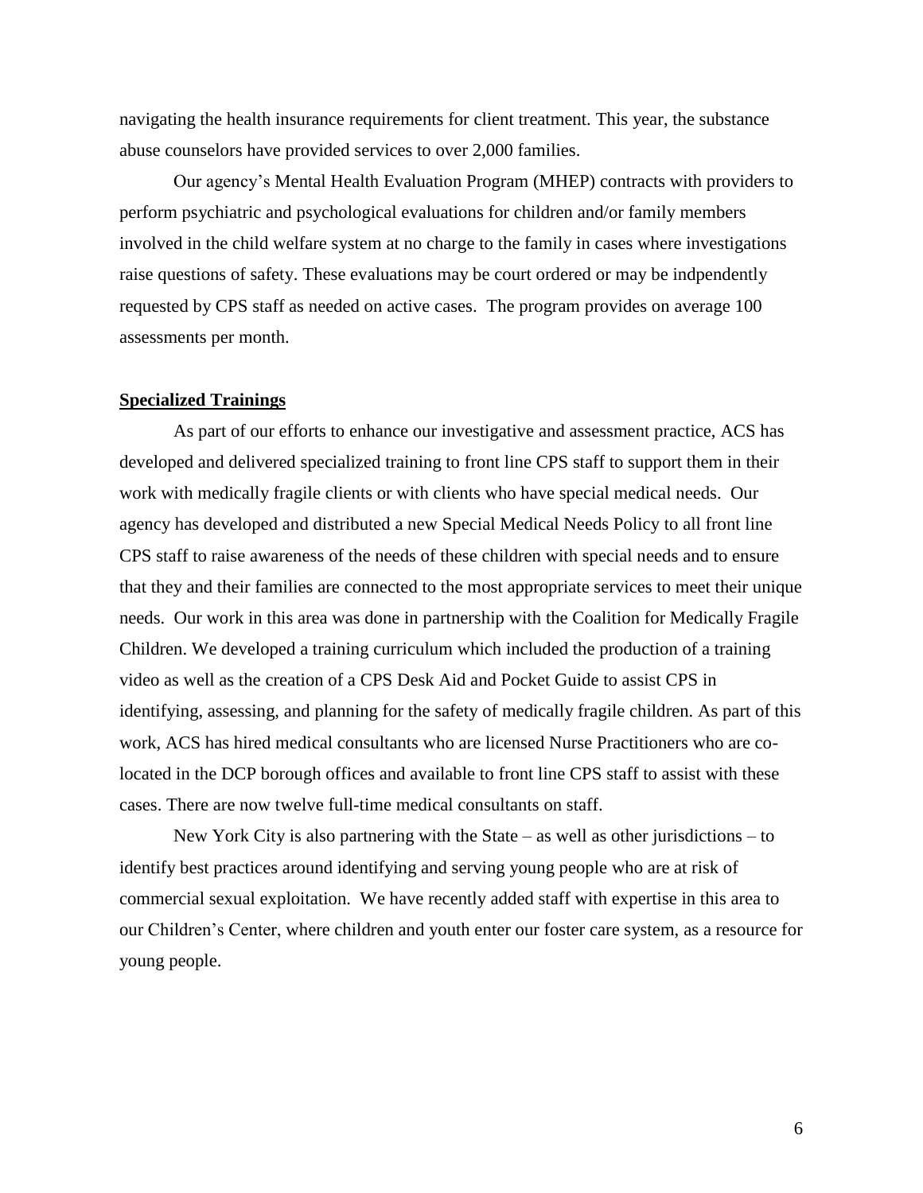navigating the health insurance requirements for client treatment. This year, the substance abuse counselors have provided services to over 2,000 families.

Our agency's Mental Health Evaluation Program (MHEP) contracts with providers to perform psychiatric and psychological evaluations for children and/or family members involved in the child welfare system at no charge to the family in cases where investigations raise questions of safety. These evaluations may be court ordered or may be indpendently requested by CPS staff as needed on active cases. The program provides on average 100 assessments per month.

## Specialized Trainings

As part of our efforts to enhance our investigative and assessment practice, ACS has developed and delivered specialized training to front line CPS staff to support them in their work with medically fragile clients or with clients who have special medical needs. Our agency has developed and distributed a new Special Medical Needs Policy to all front line CPS staff to raise awareness of the needs of these children with special needs and to ensure that they and their families are connected to the most appropriate services to meet their unique needs. Our work in this area was done in partnership with the Coalition for Medically Fragile Children. We developed a training curriculum which included the production of a training video as well as the creation of a CPS Desk Aid and Pocket Guide to assist CPS in identifying, assessing, and planning for the safety of medically fragile children. As part of this work, ACS has hired medical consultants who are licensed Nurse Practitioners who are co-located in the DCP borough offices and available to front line CPS staff to assist with these cases. There are now twelve full-time medical consultants on staff.

New York City is also partnering with the State – as well as other jurisdictions – to identify best practices around identifying and serving young people who are at risk of commercial sexual exploitation. We have recently added staff with expertise in this area to our Children's Center, where children and youth enter our foster care system, as a resource for young people.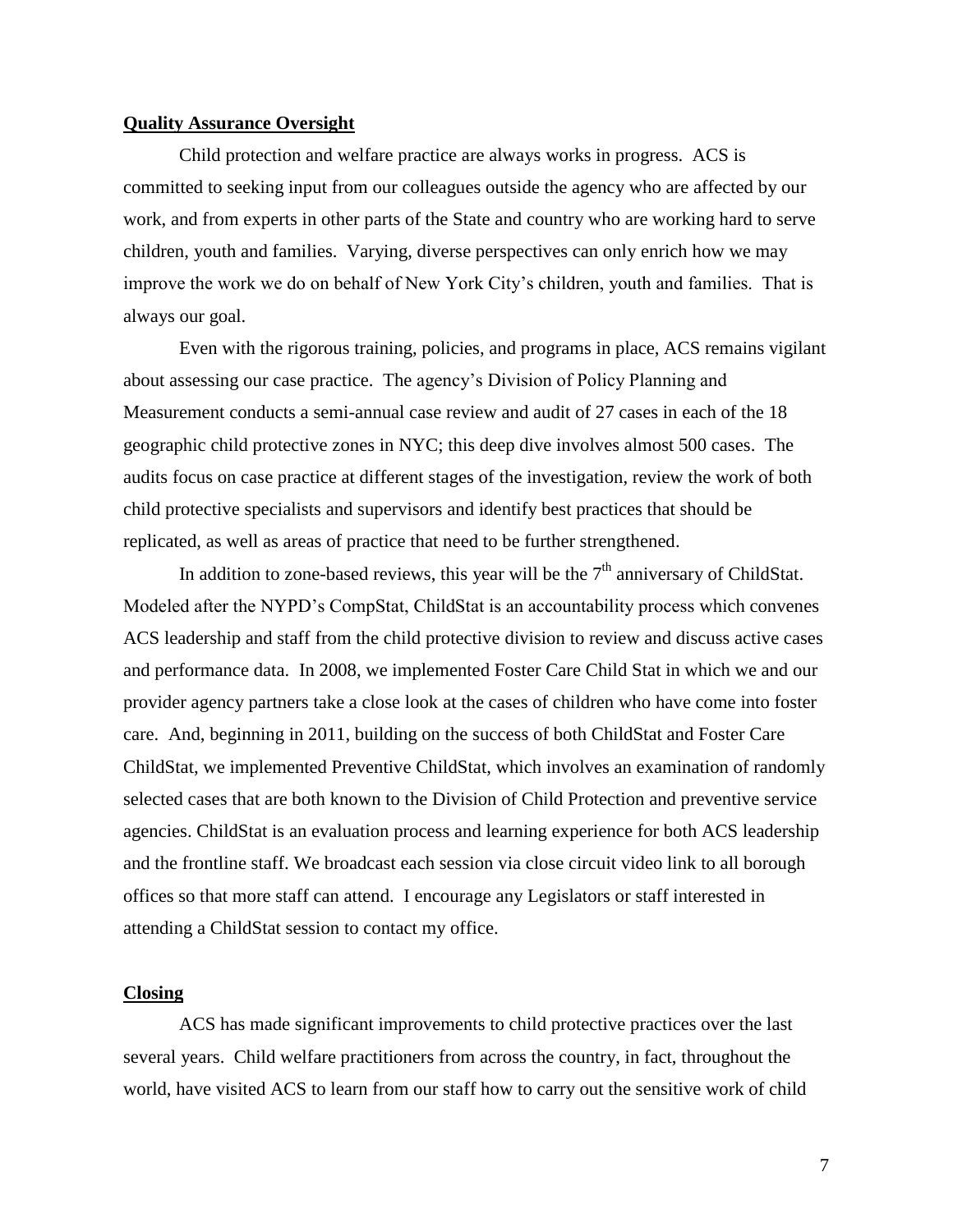**Quality Assurance Oversight**

Child protection and welfare practice are always works in progress. ACS is committed to seeking input from our colleagues outside the agency who are affected by our work, and from experts in other parts of the State and country who are working hard to serve children, youth and families. Varying, diverse perspectives can only enrich how we may improve the work we do on behalf of New York City's children, youth and families. That is always our goal.

Even with the rigorous training, policies, and programs in place, ACS remains vigilant about assessing our case practice. The agency's Division of Policy Planning and Measurement conducts a semi-annual case review and audit of 27 cases in each of the 18 geographic child protective zones in NYC; this deep dive involves almost 500 cases. The audits focus on case practice at different stages of the investigation, review the work of both child protective specialists and supervisors and identify best practices that should be replicated, as well as areas of practice that need to be further strengthened.

In addition to zone-based reviews, this year will be the 7th anniversary of ChildStat. Modeled after the NYPD's CompStat, ChildStat is an accountability process which convenes ACS leadership and staff from the child protective division to review and discuss active cases and performance data. In 2008, we implemented Foster Care Child Stat in which we and our provider agency partners take a close look at the cases of children who have come into foster care. And, beginning in 2011, building on the success of both ChildStat and Foster Care ChildStat, we implemented Preventive ChildStat, which involves an examination of randomly selected cases that are both known to the Division of Child Protection and preventive service agencies. ChildStat is an evaluation process and learning experience for both ACS leadership and the frontline staff. We broadcast each session via close circuit video link to all borough offices so that more staff can attend. I encourage any Legislators or staff interested in attending a ChildStat session to contact my office.

**Closing**

ACS has made significant improvements to child protective practices over the last several years. Child welfare practitioners from across the country, in fact, throughout the world, have visited ACS to learn from our staff how to carry out the sensitive work of child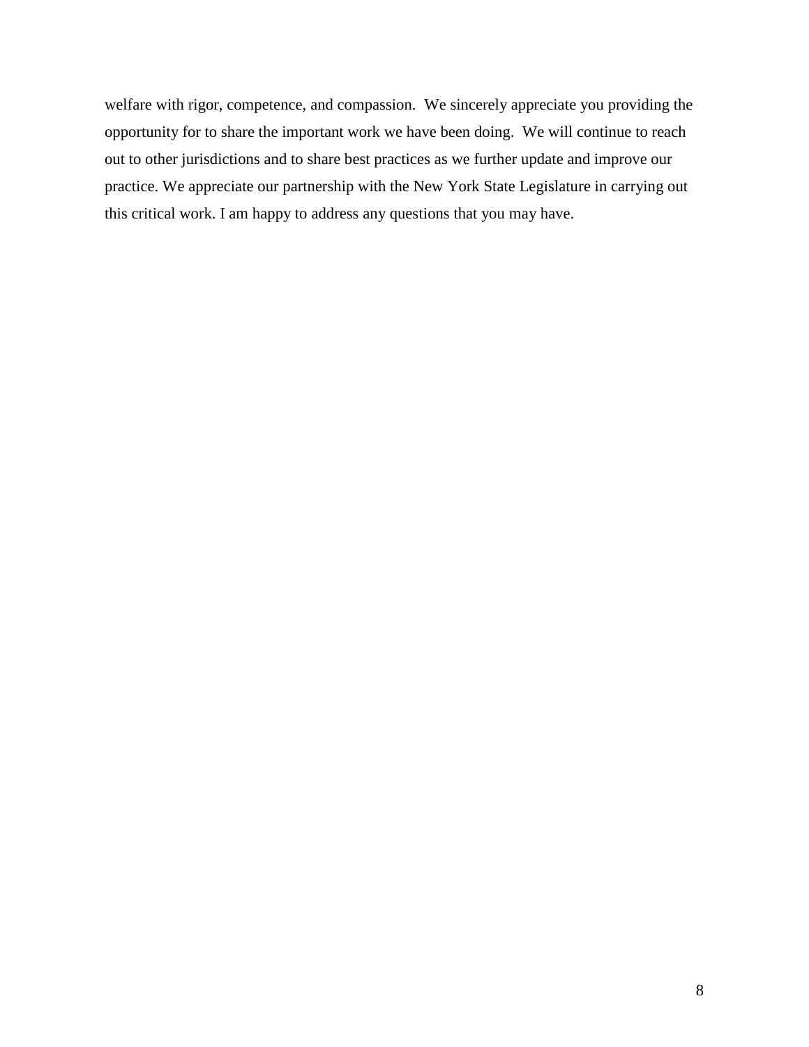welfare with rigor, competence, and compassion. We sincerely appreciate you providing the opportunity for to share the important work we have been doing. We will continue to reach out to other jurisdictions and to share best practices as we further update and improve our practice. We appreciate our partnership with the New York State Legislature in carrying out this critical work. I am happy to address any questions that you may have.